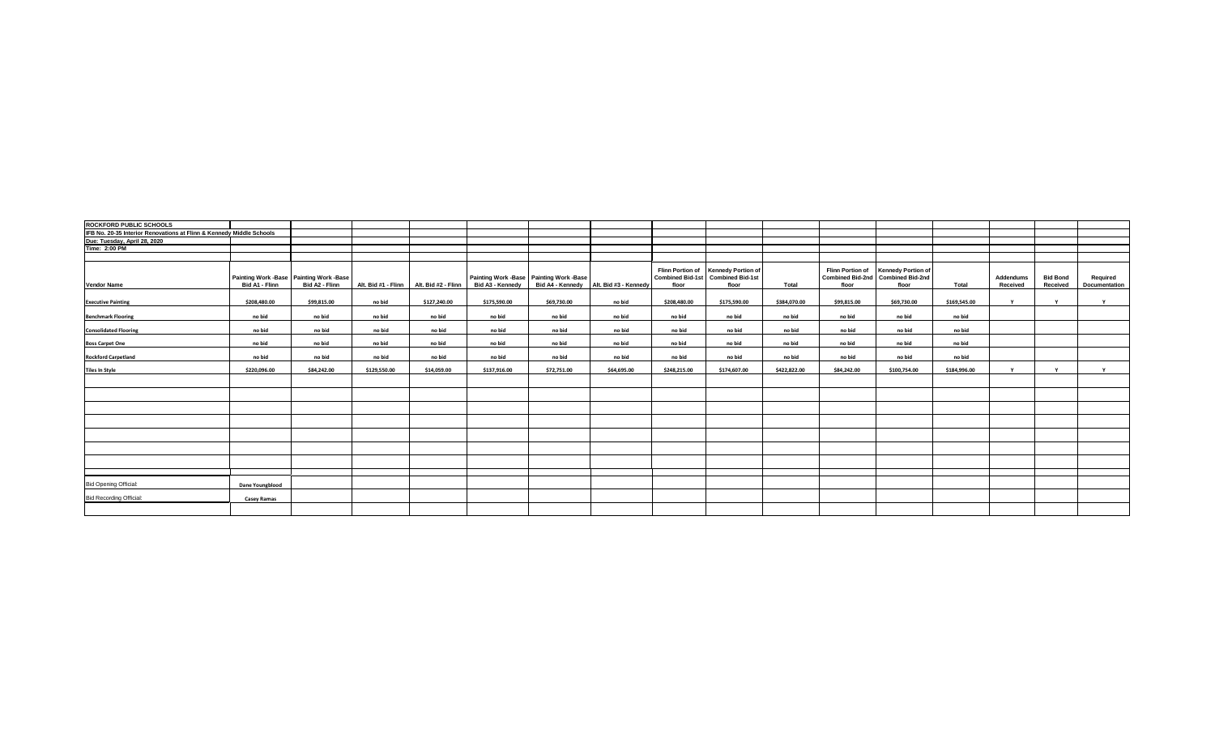**ROCKFORD PUBLIC SCHOOLS**
**IFB No. 20-35 Interior Renovations at Flinn & Kennedy Middle Schools**
**Due: Tuesday, April 28, 2020**
**Time: 2:00 PM**

| Vendor Name | Painting Work -Base Bid A1 - Flinn | Painting Work -Base Bid A2 - Flinn | Alt. Bid #1 - Flinn | Alt. Bid #2 - Flinn | Painting Work -Base Bid A3 - Kennedy | Painting Work -Base Bid A4 - Kennedy | Alt. Bid #3 - Kennedy | Flinn Portion of Combined Bid-1st floor | Kennedy Portion of Combined Bid-1st floor | Total | Flinn Portion of Combined Bid-2nd floor | Kennedy Portion of Combined Bid-2nd floor | Total | Addendums Received | Bid Bond Received | Required Documentation |
|---|---|---|---|---|---|---|---|---|---|---|---|---|---|---|---|---|
| Executive Painting | $208,480.00 | $99,815.00 | no bid | $127,240.00 | $175,590.00 | $69,730.00 | no bid | $208,480.00 | $175,590.00 | $384,070.00 | $99,815.00 | $69,730.00 | $169,545.00 | Y | Y | Y |
| Benchmark Flooring | no bid | no bid | no bid | no bid | no bid | no bid | no bid | no bid | no bid | no bid | no bid | no bid | no bid | | | |
| Consolidated Flooring | no bid | no bid | no bid | no bid | no bid | no bid | no bid | no bid | no bid | no bid | no bid | no bid | no bid | | | |
| Boss Carpet One | no bid | no bid | no bid | no bid | no bid | no bid | no bid | no bid | no bid | no bid | no bid | no bid | no bid | | | |
| Rockford Carpetland | no bid | no bid | no bid | no bid | no bid | no bid | no bid | no bid | no bid | no bid | no bid | no bid | no bid | | | |
| Tiles In Style | $220,096.00 | $84,242.00 | $129,550.00 | $14,059.00 | $137,916.00 | $72,751.00 | $64,695.00 | $248,215.00 | $174,607.00 | $422,822.00 | $84,242.00 | $100,754.00 | $184,996.00 | Y | Y | Y |
| Bid Opening Official: | Dane Youngblood | | | | | | | | | | | | | | | |
| Bid Recording Official: | Casey Ramas | | | | | | | | | | | | | | | |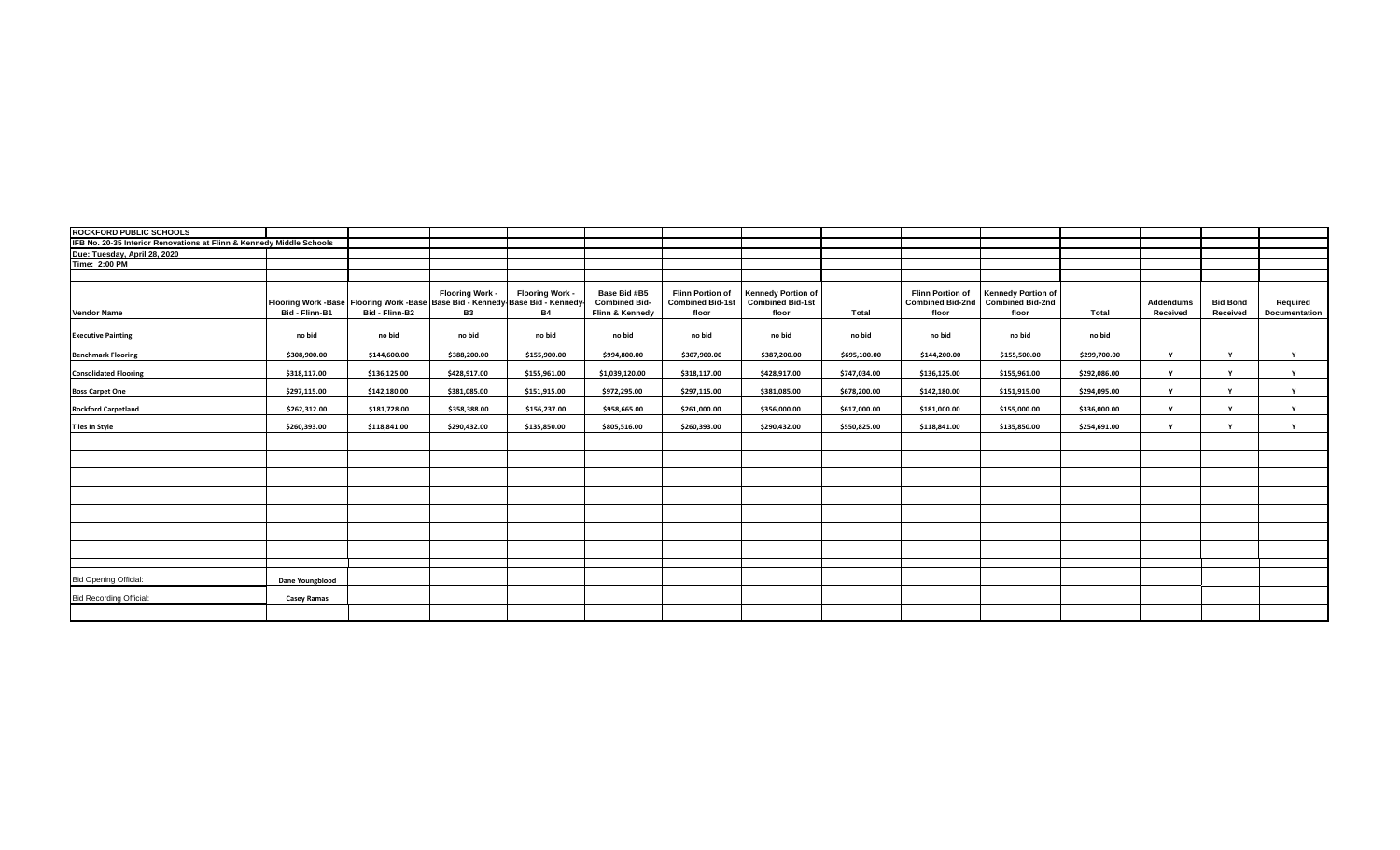| ROCKFORD PUBLIC SCHOOLS | | | | | | | | | | | | | | |
|---|---|---|---|---|---|---|---|---|---|---|---|---|---|---|
| IFB No. 20-35 Interior Renovations at Flinn & Kennedy Middle Schools | | | | | | | | | | | | | | |
| Due: Tuesday, April 28, 2020 | | | | | | | | | | | | | | |
| Time: 2:00 PM | | | | | | | | | | | | | | |
| Vendor Name | Flooring Work -Base Bid - Flinn-B1 | Flooring Work -Base Bid - Flinn-B2 | Flooring Work - Base Bid - Kennedy-B3 | Flooring Work - Base Bid - Kennedy-B4 | Base Bid #B5 Combined Bid-Flinn & Kennedy | Flinn Portion of Combined Bid-1st floor | Kennedy Portion of Combined Bid-1st floor | Total | Flinn Portion of Combined Bid-2nd floor | Kennedy Portion of Combined Bid-2nd floor | Total | Addendums Received | Bid Bond Received | Required Documentation |
| Executive Painting | no bid | no bid | no bid | no bid | no bid | no bid | no bid | no bid | no bid | no bid | no bid | | | |
| Benchmark Flooring | $308,900.00 | $144,600.00 | $388,200.00 | $155,900.00 | $994,800.00 | $307,900.00 | $387,200.00 | $695,100.00 | $144,200.00 | $155,500.00 | $299,700.00 | Y | Y | Y |
| Consolidated Flooring | $318,117.00 | $136,125.00 | $428,917.00 | $155,961.00 | $1,039,120.00 | $318,117.00 | $428,917.00 | $747,034.00 | $136,125.00 | $155,961.00 | $292,086.00 | Y | Y | Y |
| Boss Carpet One | $297,115.00 | $142,180.00 | $381,085.00 | $151,915.00 | $972,295.00 | $297,115.00 | $381,085.00 | $678,200.00 | $142,180.00 | $151,915.00 | $294,095.00 | Y | Y | Y |
| Rockford Carpetland | $262,312.00 | $181,728.00 | $358,388.00 | $156,237.00 | $958,665.00 | $261,000.00 | $356,000.00 | $617,000.00 | $181,000.00 | $155,000.00 | $336,000.00 | Y | Y | Y |
| Tiles In Style | $260,393.00 | $118,841.00 | $290,432.00 | $135,850.00 | $805,516.00 | $260,393.00 | $290,432.00 | $550,825.00 | $118,841.00 | $135,850.00 | $254,691.00 | Y | Y | Y |
| Bid Opening Official: | Dane Youngblood | | | | | | | | | | | | | |
| Bid Recording Official: | Casey Ramas | | | | | | | | | | | | | |